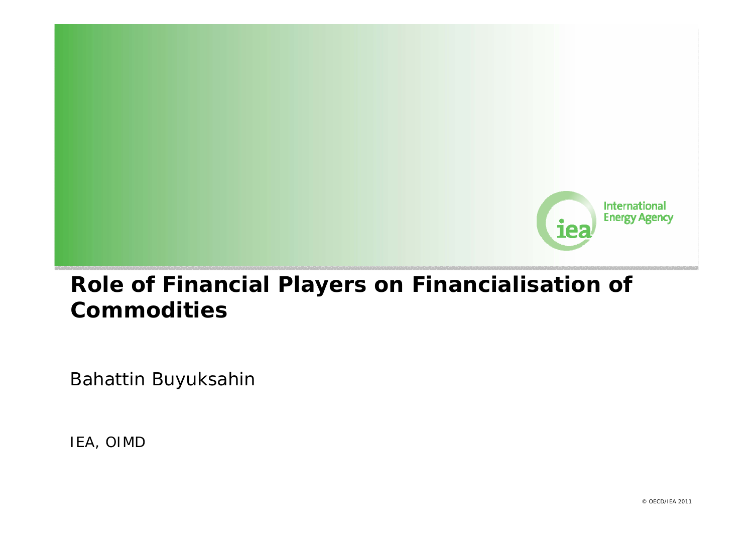# Role of Financial Players on Financialisation of Commodities

Bahattin Buyuksahin

IEA, OIMD

© OECD/IEA 2011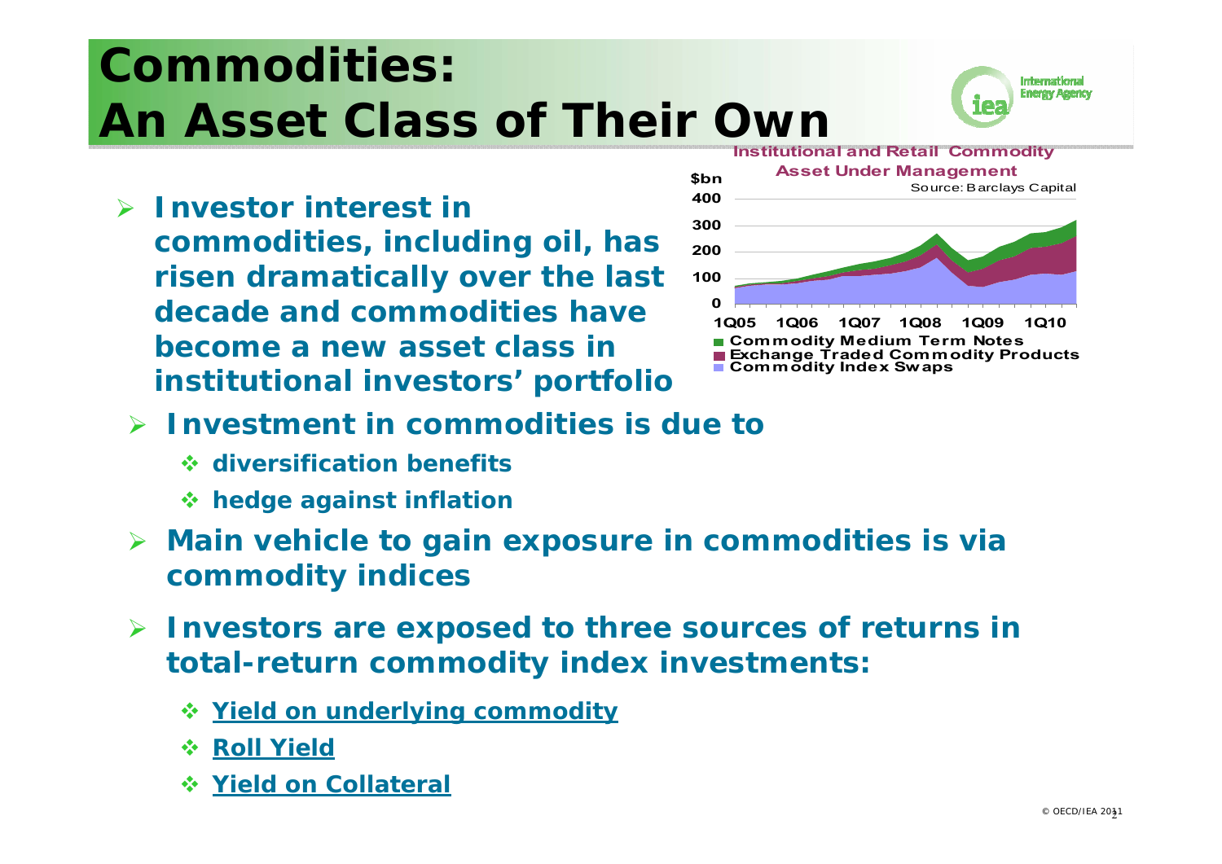# Commodities: An Asset Class of Their Own

- **Investor interest in commodities, including oil, has risen dramatically over the last decade and commodities have become a new asset class in institutional investors' portfolio**

**Institutional and Retail Commodity Asset Under Management**

Source: Barclays Capital

$bn: 0, 100, 200, 300, 400

1Q05, 1Q06, 1Q07, 1Q08, 1Q09, 1Q10

- Commodity Medium Term Notes
- Exchange Traded Commodity Products
- Commodity Index Swaps

- **Investment in commodities is due to**
  - **diversification benefits**
  - **hedge against inflation**
- **Main vehicle to gain exposure in commodities is via commodity indices**
- **Investors are exposed to three sources of returns in total-return commodity index investments:**
  - **Yield on underlying commodity**
  - **Roll Yield**
  - **Yield on Collateral**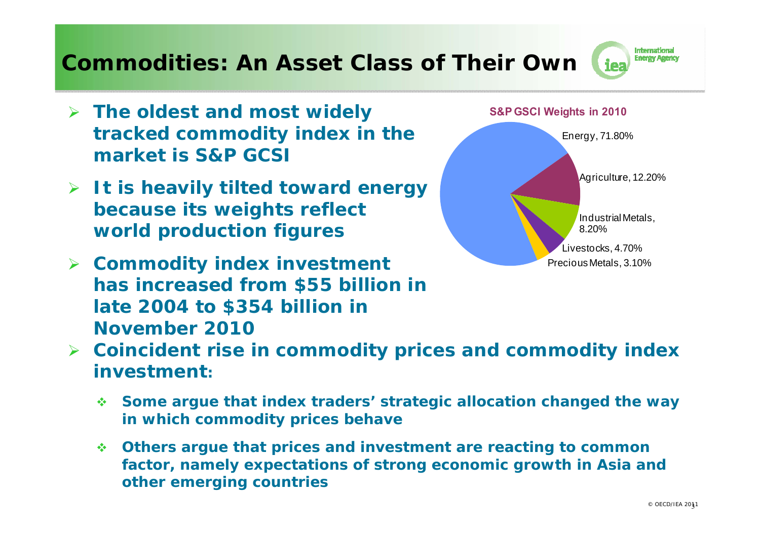# Commodities: An Asset Class of Their Own

- **The oldest and most widely tracked commodity index in the market is S&P GCSI**
- **It is heavily tilted toward energy because its weights reflect world production figures**
- **Commodity index investment has increased from $55 billion in late 2004 to $354 billion in November 2010**
- **Coincident rise in commodity prices and commodity index investment:**
  - **Some argue that index traders' strategic allocation changed the way in which commodity prices behave**
  - **Others argue that prices and investment are reacting to common factor, namely expectations of strong economic growth in Asia and other emerging countries**

**S&P GSCI Weights in 2010**

| Sector | Weight |
| --- | --- |
| Energy | 71.80% |
| Agriculture | 12.20% |
| Industrial Metals | 8.20% |
| Livestocks | 4.70% |
| Precious Metals | 3.10% |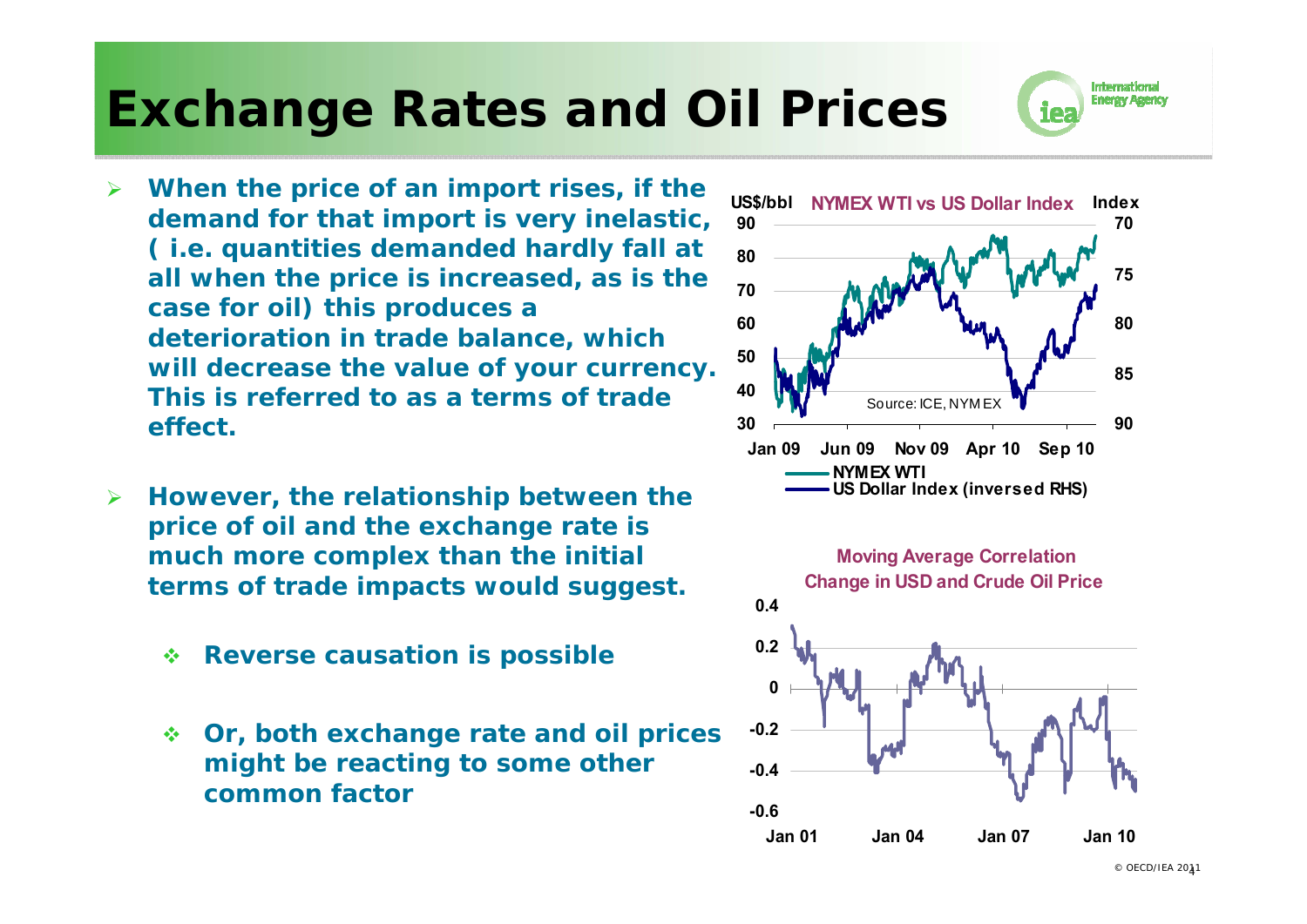# Exchange Rates and Oil Prices

- When the price of an import rises, if the demand for that import is very inelastic, ( i.e. quantities demanded hardly fall at all when the price is increased, as is the case for oil) this produces a deterioration in trade balance, which will decrease the value of your currency. This is referred to as a terms of trade effect.

- However, the relationship between the price of oil and the exchange rate is much more complex than the initial terms of trade impacts would suggest.
  - Reverse causation is possible
  - Or, both exchange rate and oil prices might be reacting to some other common factor

NYMEX WTI vs US Dollar Index

Source: ICE, NYMEX

Moving Average Correlation Change in USD and Crude Oil Price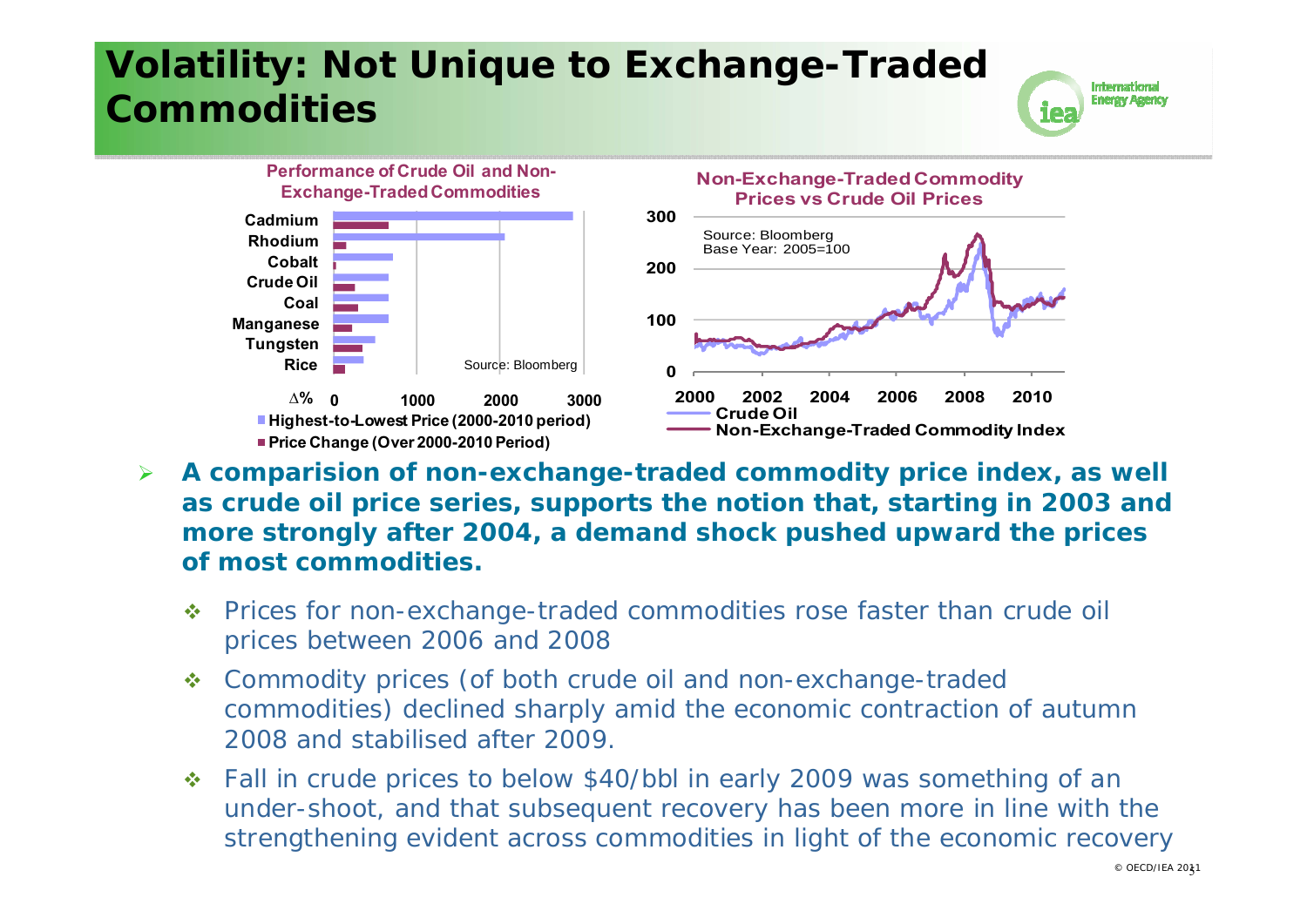# Volatility: Not Unique to Exchange-Traded Commodities

**Performance of Crude Oil and Non-Exchange-Traded Commodities**

Cadmium, Rhodium, Cobalt, Crude Oil, Coal, Manganese, Tungsten, Rice

Δ% 0 1000 2000 3000

Source: Bloomberg

- Highest-to-Lowest Price (2000-2010 period)
- Price Change (Over 2000-2010 Period)

**Non-Exchange-Traded Commodity Prices vs Crude Oil Prices**

Source: Bloomberg
Base Year: 2005=100

- Crude Oil
- Non-Exchange-Traded Commodity Index

- **A comparision of non-exchange-traded commodity price index, as well as crude oil price series, supports the notion that, starting in 2003 and more strongly after 2004, a demand shock pushed upward the prices of most commodities.**
  - Prices for non-exchange-traded commodities rose faster than crude oil prices between 2006 and 2008
  - Commodity prices (of both crude oil and non-exchange-traded commodities) declined sharply amid the economic contraction of autumn 2008 and stabilised after 2009.
  - Fall in crude prices to below $40/bbl in early 2009 was something of an under-shoot, and that subsequent recovery has been more in line with the strengthening evident across commodities in light of the economic recovery

© OECD/IEA 2011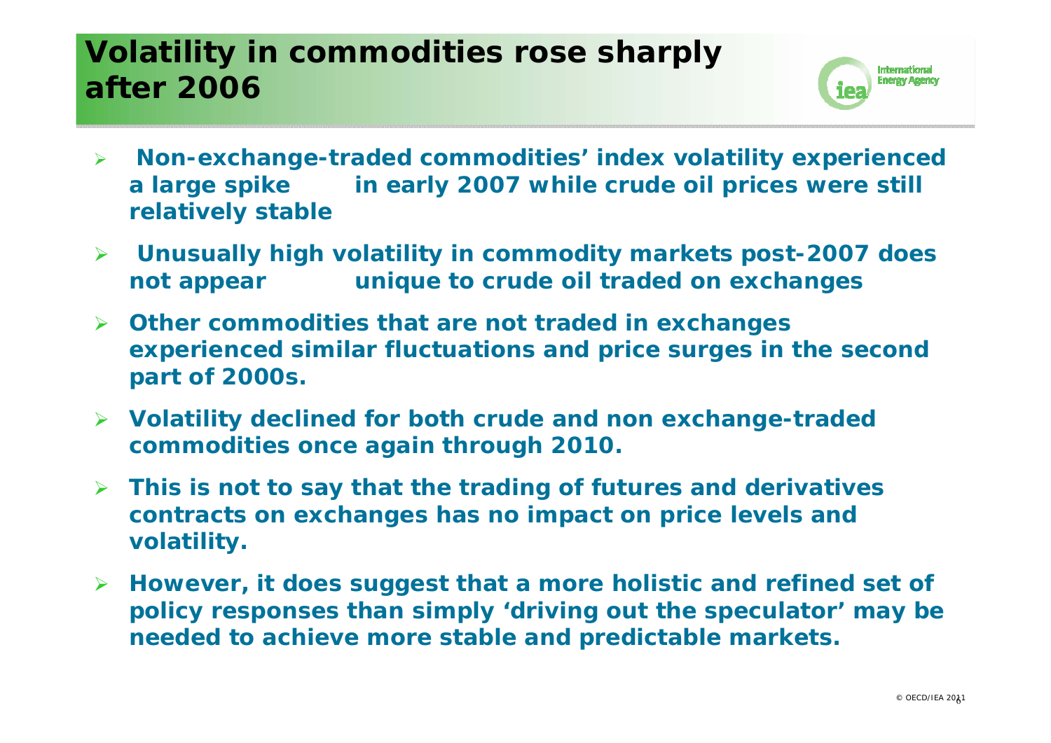# Volatility in commodities rose sharply after 2006

- Non-exchange-traded commodities' index volatility experienced a large spike in early 2007 while crude oil prices were still relatively stable
- Unusually high volatility in commodity markets post-2007 does not appear unique to crude oil traded on exchanges
- Other commodities that are not traded in exchanges experienced similar fluctuations and price surges in the second part of 2000s.
- Volatility declined for both crude and non exchange-traded commodities once again through 2010.
- This is not to say that the trading of futures and derivatives contracts on exchanges has no impact on price levels and volatility.
- However, it does suggest that a more holistic and refined set of policy responses than simply 'driving out the speculator' may be needed to achieve more stable and predictable markets.

© OECD/IEA 2011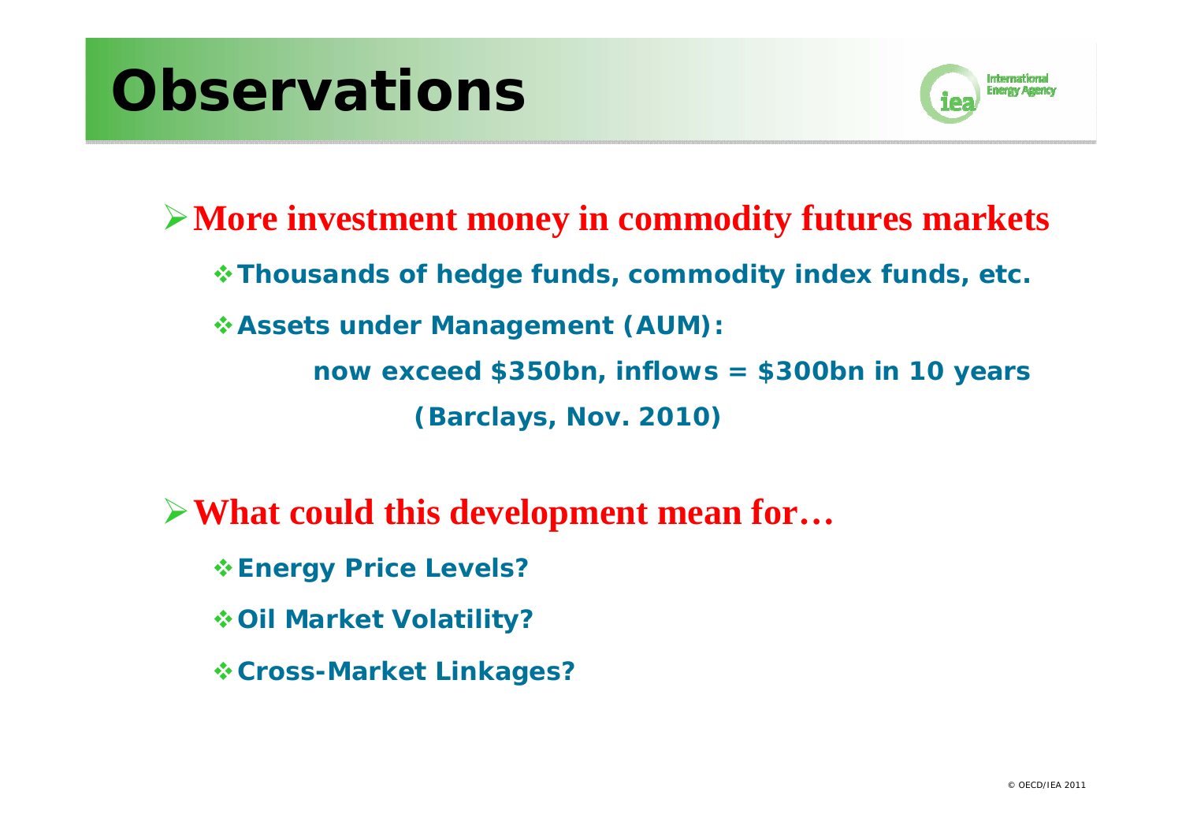# Observations

- **More investment money in commodity futures markets**
  - **Thousands of hedge funds, commodity index funds, etc.**
  - **Assets under Management (AUM):**

    **now exceed $350bn, inflows = $300bn in 10 years**

    **(Barclays, Nov. 2010)**

- **What could this development mean for…**
  - **Energy Price Levels?**
  - **Oil Market Volatility?**
  - **Cross-Market Linkages?**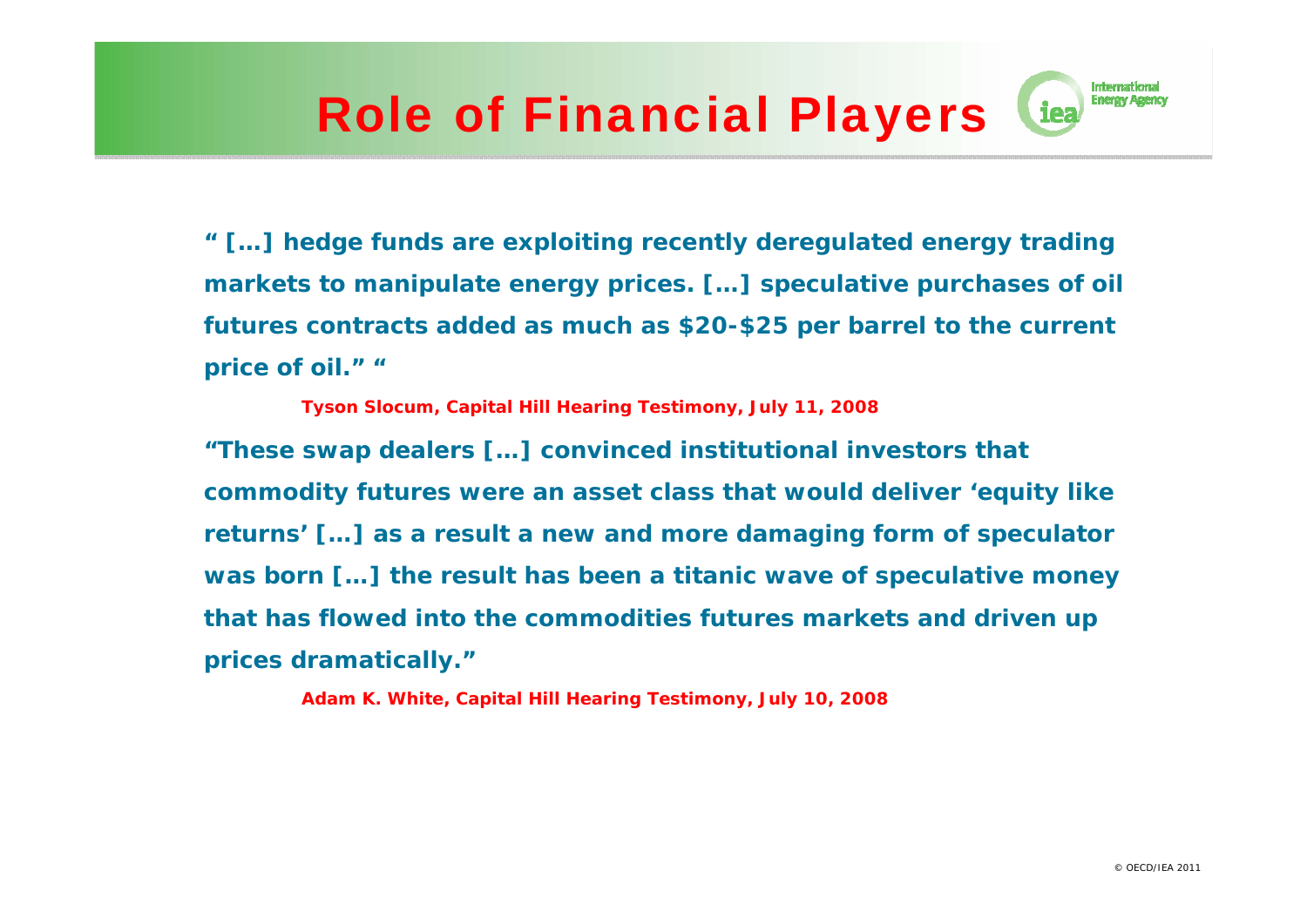# Role of Financial Players

**" […] hedge funds are exploiting recently deregulated energy trading markets to manipulate energy prices. […] speculative purchases of oil futures contracts added as much as $20-$25 per barrel to the current price of oil." "**

**Tyson Slocum, Capital Hill Hearing Testimony, July 11, 2008**

**"These swap dealers […] convinced institutional investors that commodity futures were an asset class that would deliver 'equity like returns' […] as a result a new and more damaging form of speculator was born […] the result has been a titanic wave of speculative money that has flowed into the commodities futures markets and driven up prices dramatically."**

**Adam K. White, Capital Hill Hearing Testimony, July 10, 2008**

© OECD/IEA 2011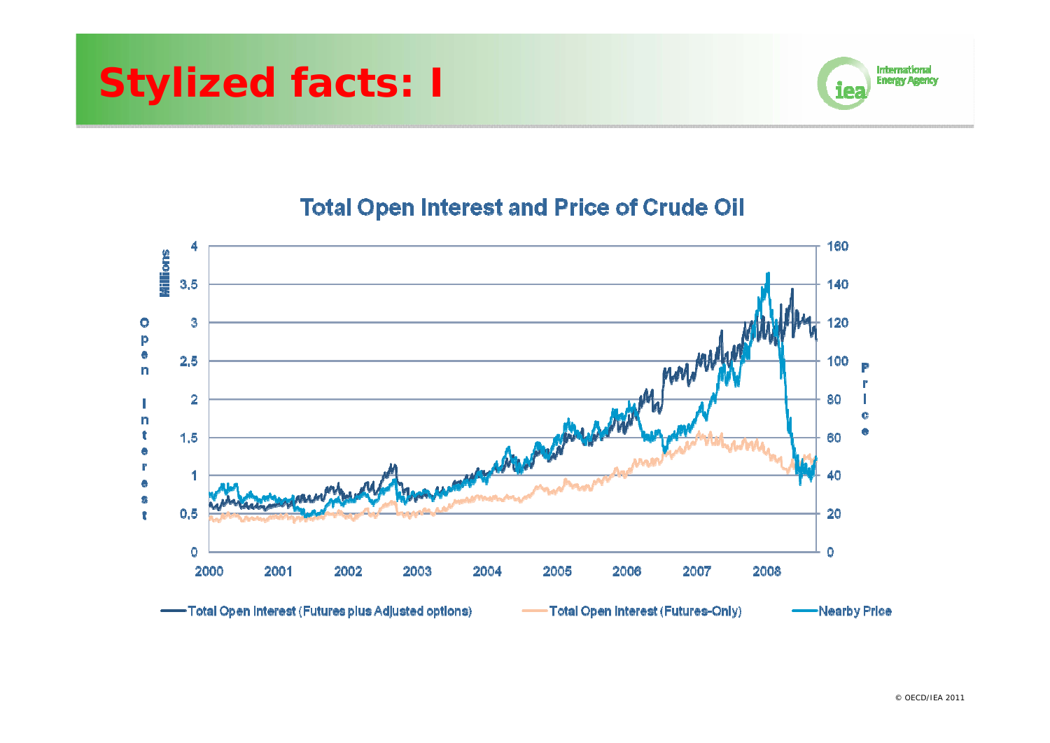# Stylized facts: I

**Total Open Interest and Price of Crude Oil**

Open Interest (Millions): 0, 0,5, 1, 1,5, 2, 2,5, 3, 3,5, 4

Price: 0, 20, 40, 60, 80, 100, 120, 140, 160

2000, 2001, 2002, 2003, 2004, 2005, 2006, 2007, 2008

Total Open Interest (Futures plus Adjusted options) | Total Open Interest (Futures-Only) | Nearby Price

© OECD/IEA 2011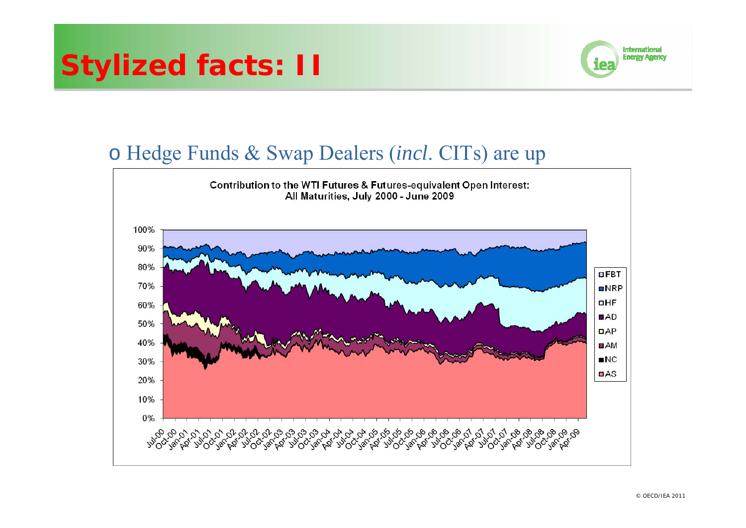# Stylized facts: II

- Hedge Funds & Swap Dealers (*incl*. CITs) are up

Contribution to the WTI Futures & Futures-equivalent Open Interest: All Maturities, July 2000 - June 2009

FBT, NRP, HF, AD, AP, AM, NC, AS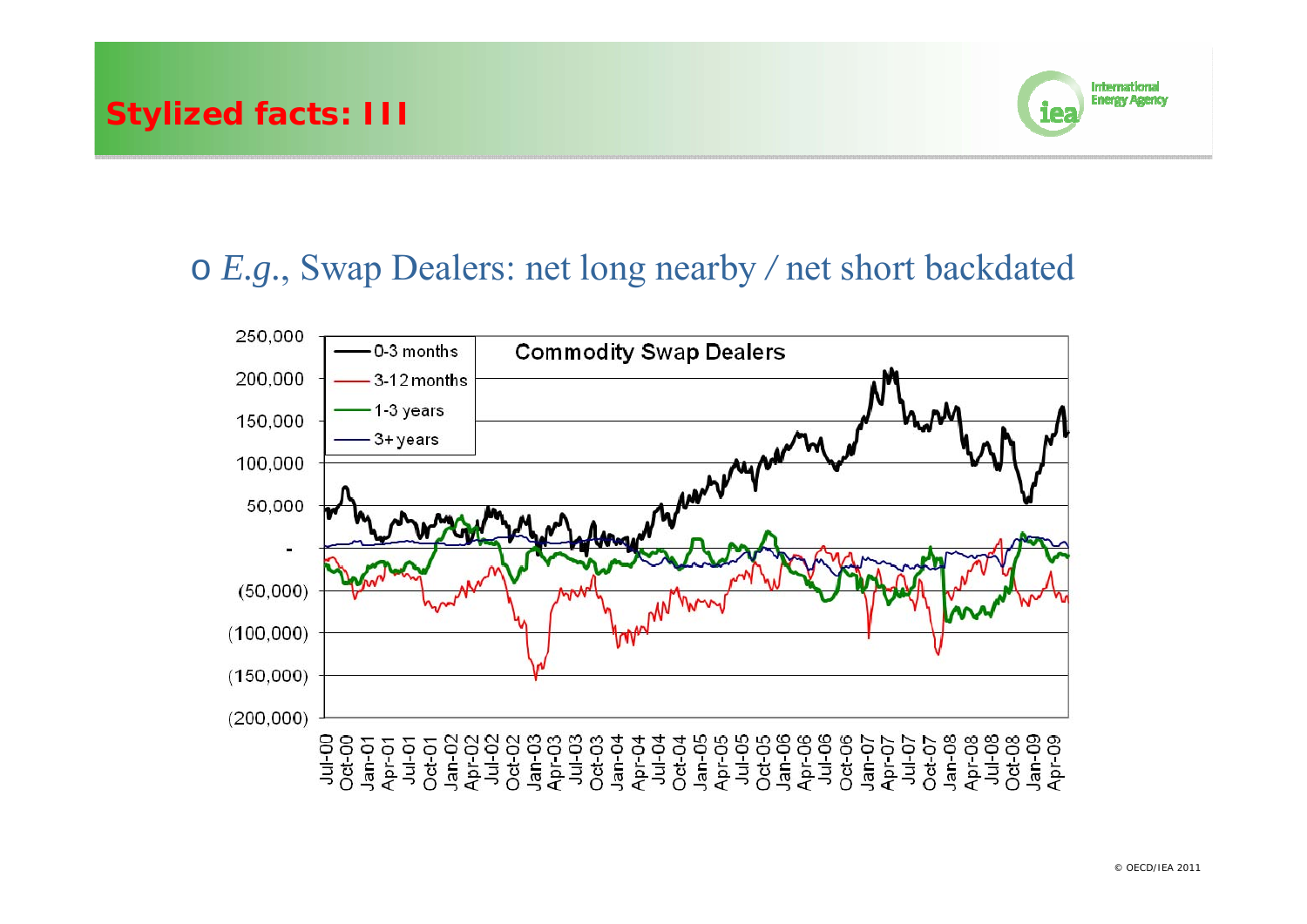# Stylized facts: III

- *E.g.*, Swap Dealers: net long nearby / net short backdated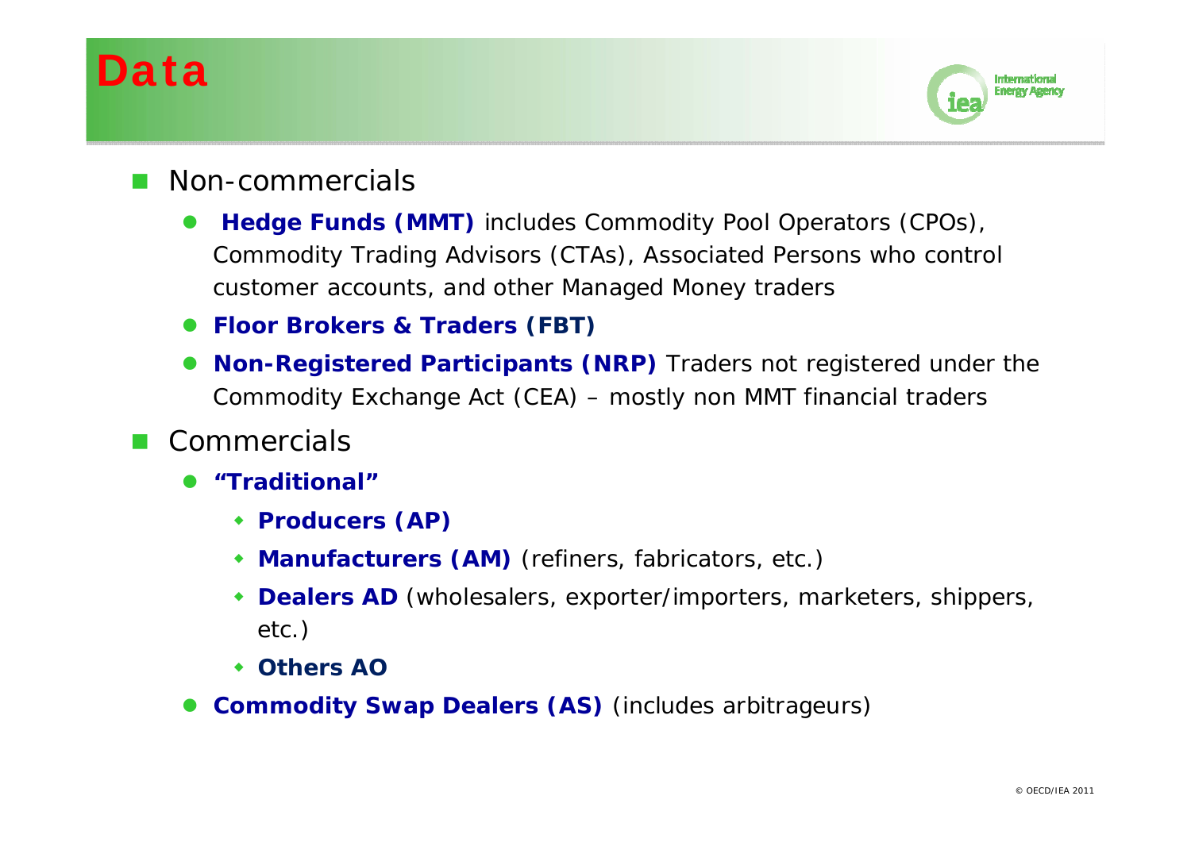# Data

- Non-commercials
  - **Hedge Funds (MMT)** *includes Commodity Pool Operators (CPOs), Commodity Trading Advisors (CTAs), Associated Persons who control customer accounts, and other Managed Money traders*
  - **Floor Brokers & Traders (FBT)**
  - **Non-Registered Participants (NRP)** *Traders not registered under the Commodity Exchange Act (CEA) – mostly non MMT financial traders*
- Commercials
  - ***"Traditional"***
    - **Producers (AP)**
    - **Manufacturers (AM)** *(refiners, fabricators, etc.)*
    - **Dealers AD** *(wholesalers, exporter/importers, marketers, shippers, etc.)*
    - **Others AO**
  - **Commodity Swap Dealers (AS)** *(includes arbitrageurs)*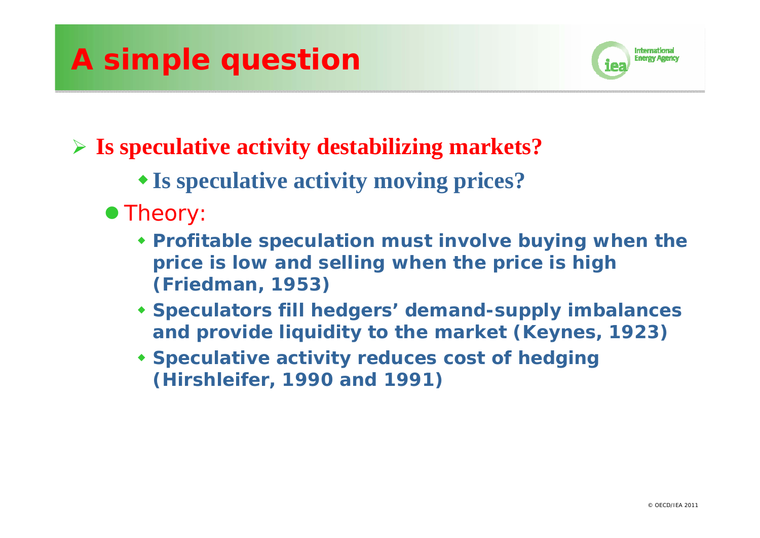# A simple question

- **Is speculative activity destabilizing markets?**
  - **Is speculative activity moving prices?**
- Theory:
  - **Profitable speculation must involve buying when the price is low and selling when the price is high (Friedman, 1953)**
  - **Speculators fill hedgers' demand-supply imbalances and provide liquidity to the market (Keynes, 1923)**
  - **Speculative activity reduces cost of hedging (Hirshleifer, 1990 and 1991)**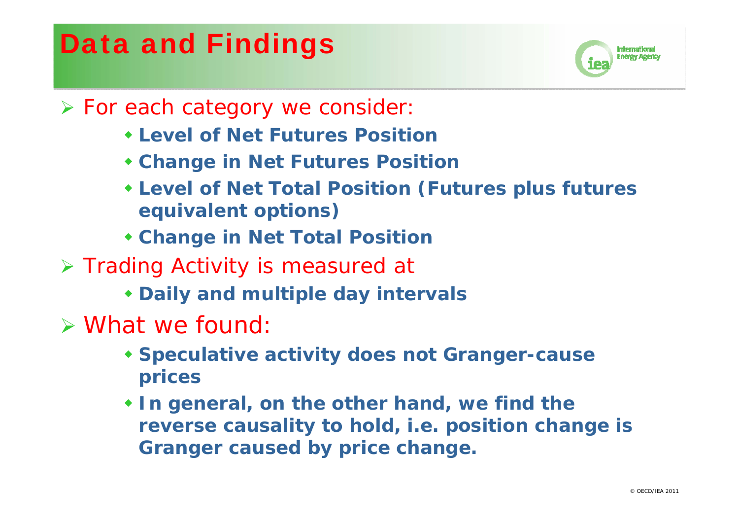# Data and Findings

- For each category we consider:
  - **Level of Net Futures Position**
  - **Change in Net Futures Position**
  - **Level of Net Total Position (Futures plus futures equivalent options)**
  - **Change in Net Total Position**
- Trading Activity is measured at
  - **Daily and multiple day intervals**
- What we found:
  - **Speculative activity does not Granger-cause prices**
  - **In general, on the other hand, we find the reverse causality to hold, i.e. position change is Granger caused by price change.**

© OECD/IEA 2011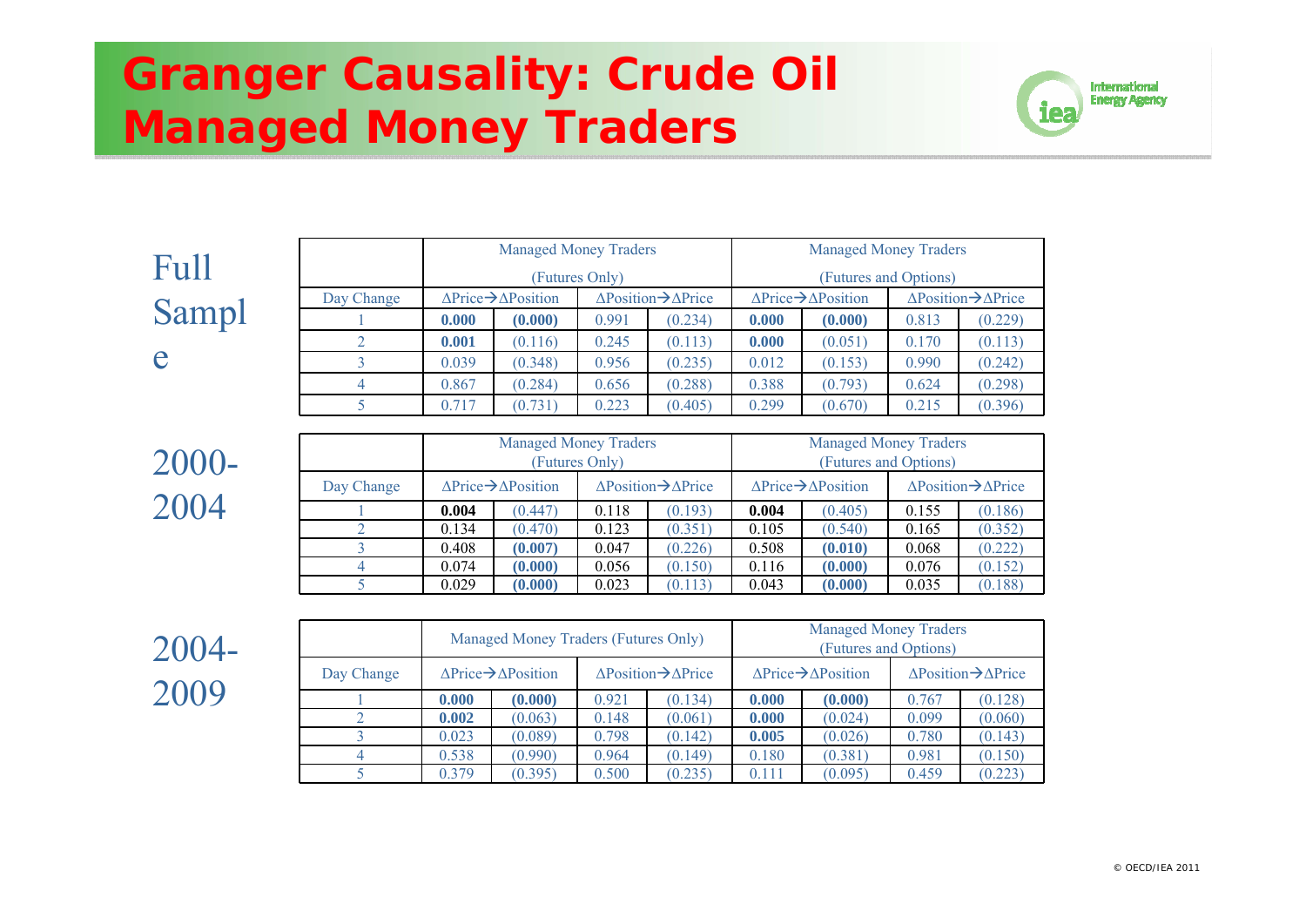# Granger Causality: Crude Oil Managed Money Traders

## Full Sample

| | Managed Money Traders (Futures Only) | | | | Managed Money Traders (Futures and Options) | | | |
|---|---|---|---|---|---|---|---|---|
| Day Change | ΔPrice→ΔPosition | | ΔPosition→ΔPrice | | ΔPrice→ΔPosition | | ΔPosition→ΔPrice | |
| 1 | **0.000** | **(0.000)** | 0.991 | (0.234) | **0.000** | **(0.000)** | 0.813 | (0.229) |
| 2 | **0.001** | (0.116) | 0.245 | (0.113) | **0.000** | (0.051) | 0.170 | (0.113) |
| 3 | 0.039 | (0.348) | 0.956 | (0.235) | 0.012 | (0.153) | 0.990 | (0.242) |
| 4 | 0.867 | (0.284) | 0.656 | (0.288) | 0.388 | (0.793) | 0.624 | (0.298) |
| 5 | 0.717 | (0.731) | 0.223 | (0.405) | 0.299 | (0.670) | 0.215 | (0.396) |

## 2000-2004

| | Managed Money Traders (Futures Only) | | | | Managed Money Traders (Futures and Options) | | | |
|---|---|---|---|---|---|---|---|---|
| Day Change | ΔPrice→ΔPosition | | ΔPosition→ΔPrice | | ΔPrice→ΔPosition | | ΔPosition→ΔPrice | |
| 1 | **0.004** | (0.447) | 0.118 | (0.193) | **0.004** | (0.405) | 0.155 | (0.186) |
| 2 | 0.134 | (0.470) | 0.123 | (0.351) | 0.105 | (0.540) | 0.165 | (0.352) |
| 3 | 0.408 | **(0.007)** | 0.047 | (0.226) | 0.508 | **(0.010)** | 0.068 | (0.222) |
| 4 | 0.074 | **(0.000)** | 0.056 | (0.150) | 0.116 | **(0.000)** | 0.076 | (0.152) |
| 5 | 0.029 | **(0.000)** | 0.023 | (0.113) | 0.043 | **(0.000)** | 0.035 | (0.188) |

## 2004-2009

| | Managed Money Traders (Futures Only) | | | | Managed Money Traders (Futures and Options) | | | |
|---|---|---|---|---|---|---|---|---|
| Day Change | ΔPrice→ΔPosition | | ΔPosition→ΔPrice | | ΔPrice→ΔPosition | | ΔPosition→ΔPrice | |
| 1 | **0.000** | **(0.000)** | 0.921 | (0.134) | **0.000** | **(0.000)** | 0.767 | (0.128) |
| 2 | **0.002** | (0.063) | 0.148 | (0.061) | **0.000** | (0.024) | 0.099 | (0.060) |
| 3 | 0.023 | (0.089) | 0.798 | (0.142) | **0.005** | (0.026) | 0.780 | (0.143) |
| 4 | 0.538 | (0.990) | 0.964 | (0.149) | 0.180 | (0.381) | 0.981 | (0.150) |
| 5 | 0.379 | (0.395) | 0.500 | (0.235) | 0.111 | (0.095) | 0.459 | (0.223) |

© OECD/IEA 2011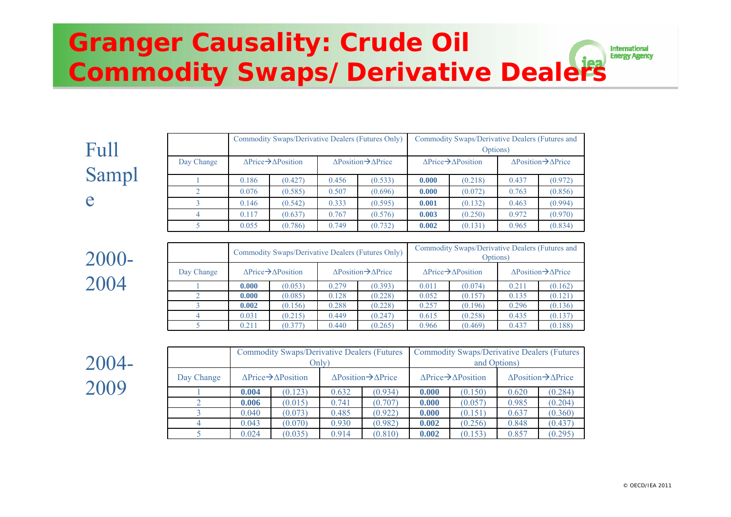# Granger Causality: Crude Oil Commodity Swaps/Derivative Dealers

**Full Sample**

| | Commodity Swaps/Derivative Dealers (Futures Only) | | | | Commodity Swaps/Derivative Dealers (Futures and Options) | | | |
|---|---|---|---|---|---|---|---|---|
| Day Change | ΔPrice→ΔPosition | | ΔPosition→ΔPrice | | ΔPrice→ΔPosition | | ΔPosition→ΔPrice | |
| 1 | 0.186 | (0.427) | 0.456 | (0.533) | **0.000** | (0.218) | 0.437 | (0.972) |
| 2 | 0.076 | (0.585) | 0.507 | (0.696) | **0.000** | (0.072) | 0.763 | (0.856) |
| 3 | 0.146 | (0.542) | 0.333 | (0.595) | **0.001** | (0.132) | 0.463 | (0.994) |
| 4 | 0.117 | (0.637) | 0.767 | (0.576) | **0.003** | (0.250) | 0.972 | (0.970) |
| 5 | 0.055 | (0.786) | 0.749 | (0.732) | **0.002** | (0.131) | 0.965 | (0.834) |

**2000-2004**

| | Commodity Swaps/Derivative Dealers (Futures Only) | | | | Commodity Swaps/Derivative Dealers (Futures and Options) | | | |
|---|---|---|---|---|---|---|---|---|
| Day Change | ΔPrice→ΔPosition | | ΔPosition→ΔPrice | | ΔPrice→ΔPosition | | ΔPosition→ΔPrice | |
| 1 | **0.000** | (0.053) | 0.279 | (0.393) | 0.011 | (0.074) | 0.211 | (0.162) |
| 2 | **0.000** | (0.085) | 0.128 | (0.228) | 0.052 | (0.157) | 0.135 | (0.121) |
| 3 | **0.002** | (0.156) | 0.288 | (0.228) | 0.257 | (0.196) | 0.296 | (0.136) |
| 4 | 0.031 | (0.215) | 0.449 | (0.247) | 0.615 | (0.258) | 0.435 | (0.137) |
| 5 | 0.211 | (0.377) | 0.440 | (0.265) | 0.966 | (0.469) | 0.437 | (0.188) |

**2004-2009**

| | Commodity Swaps/Derivative Dealers (Futures Only) | | | | Commodity Swaps/Derivative Dealers (Futures and Options) | | | |
|---|---|---|---|---|---|---|---|---|
| Day Change | ΔPrice→ΔPosition | | ΔPosition→ΔPrice | | ΔPrice→ΔPosition | | ΔPosition→ΔPrice | |
| 1 | **0.004** | (0.123) | 0.632 | (0.934) | **0.000** | (0.150) | 0.620 | (0.284) |
| 2 | **0.006** | (0.015) | 0.741 | (0.707) | **0.000** | (0.057) | 0.985 | (0.204) |
| 3 | 0.040 | (0.073) | 0.485 | (0.922) | **0.000** | (0.151) | 0.637 | (0.360) |
| 4 | 0.043 | (0.070) | 0.930 | (0.982) | **0.002** | (0.256) | 0.848 | (0.437) |
| 5 | 0.024 | (0.035) | 0.914 | (0.810) | **0.002** | (0.153) | 0.857 | (0.295) |

© OECD/IEA 2011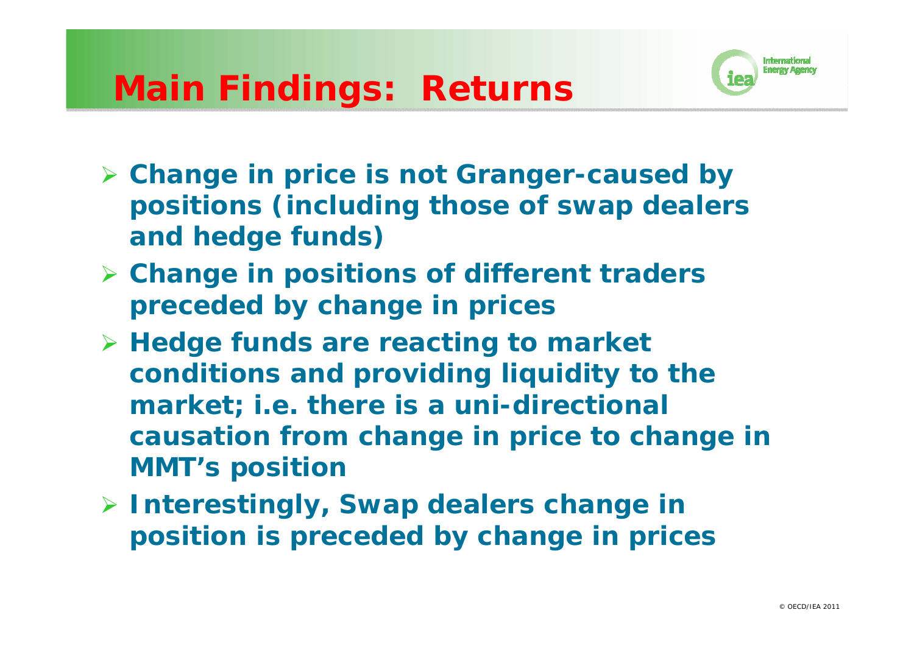# Main Findings: Returns

- Change in price is not Granger-caused by positions (including those of swap dealers and hedge funds)
- Change in positions of different traders preceded by change in prices
- Hedge funds are reacting to market conditions and providing liquidity to the market; i.e. there is a uni-directional causation from change in price to change in MMT's position
- Interestingly, Swap dealers change in position is preceded by change in prices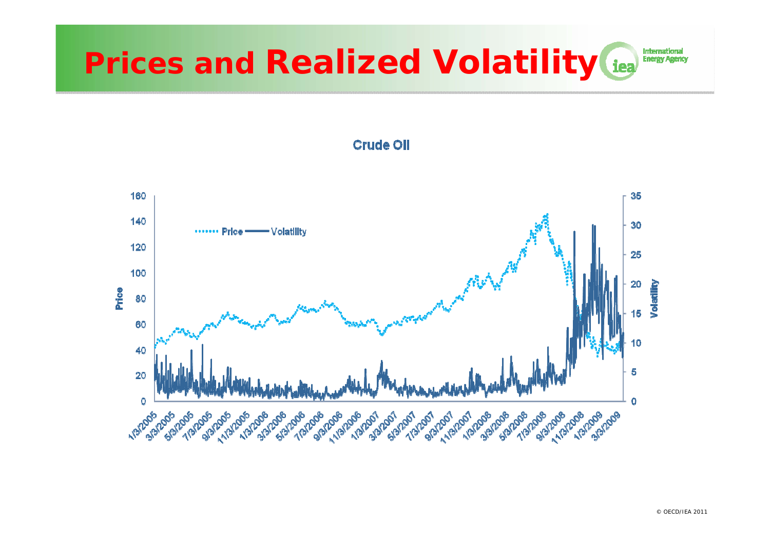# Prices and Realized Volatility

**Crude Oil**

© OECD/IEA 2011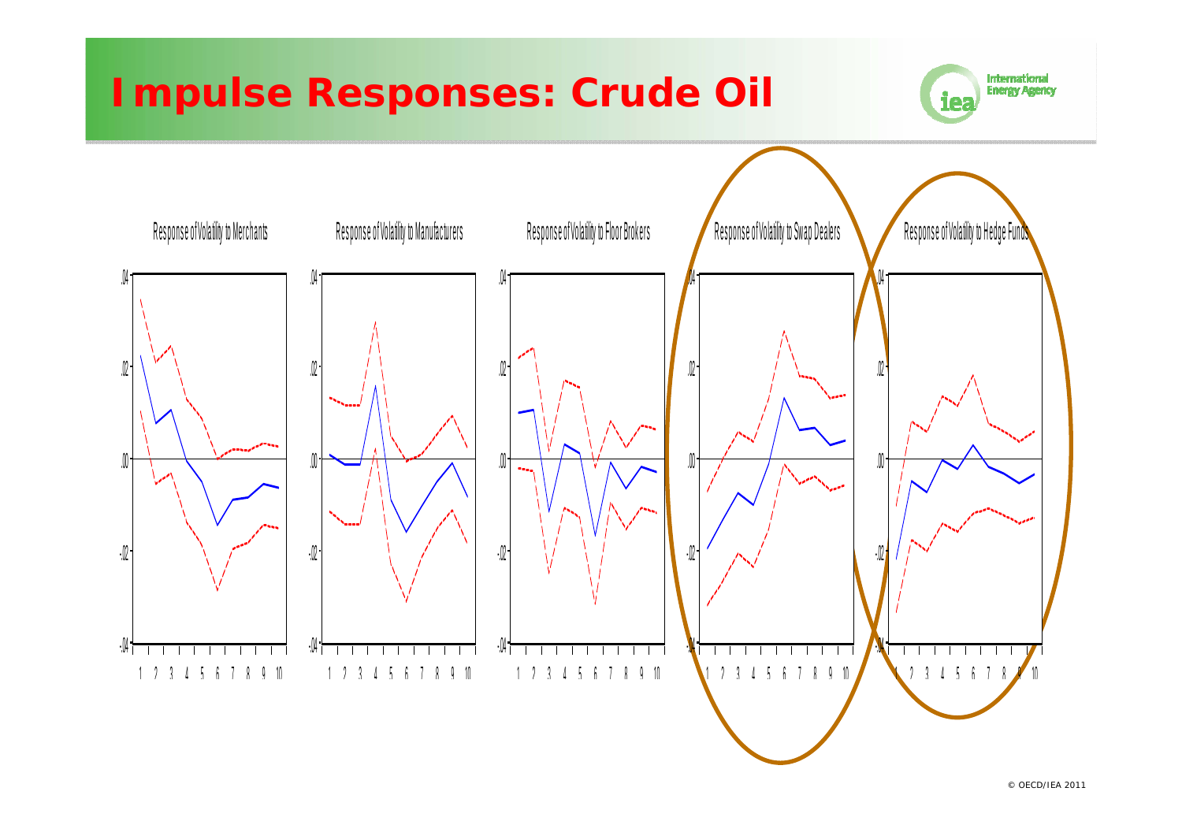# Impulse Responses: Crude Oil

Response of Volatility to Merchants

Response of Volatility to Manufacturers

Response of Volatility to Floor Brokers

Response of Volatility to Swap Dealers

Response of Volatility to Hedge Funds

© OECD/IEA 2011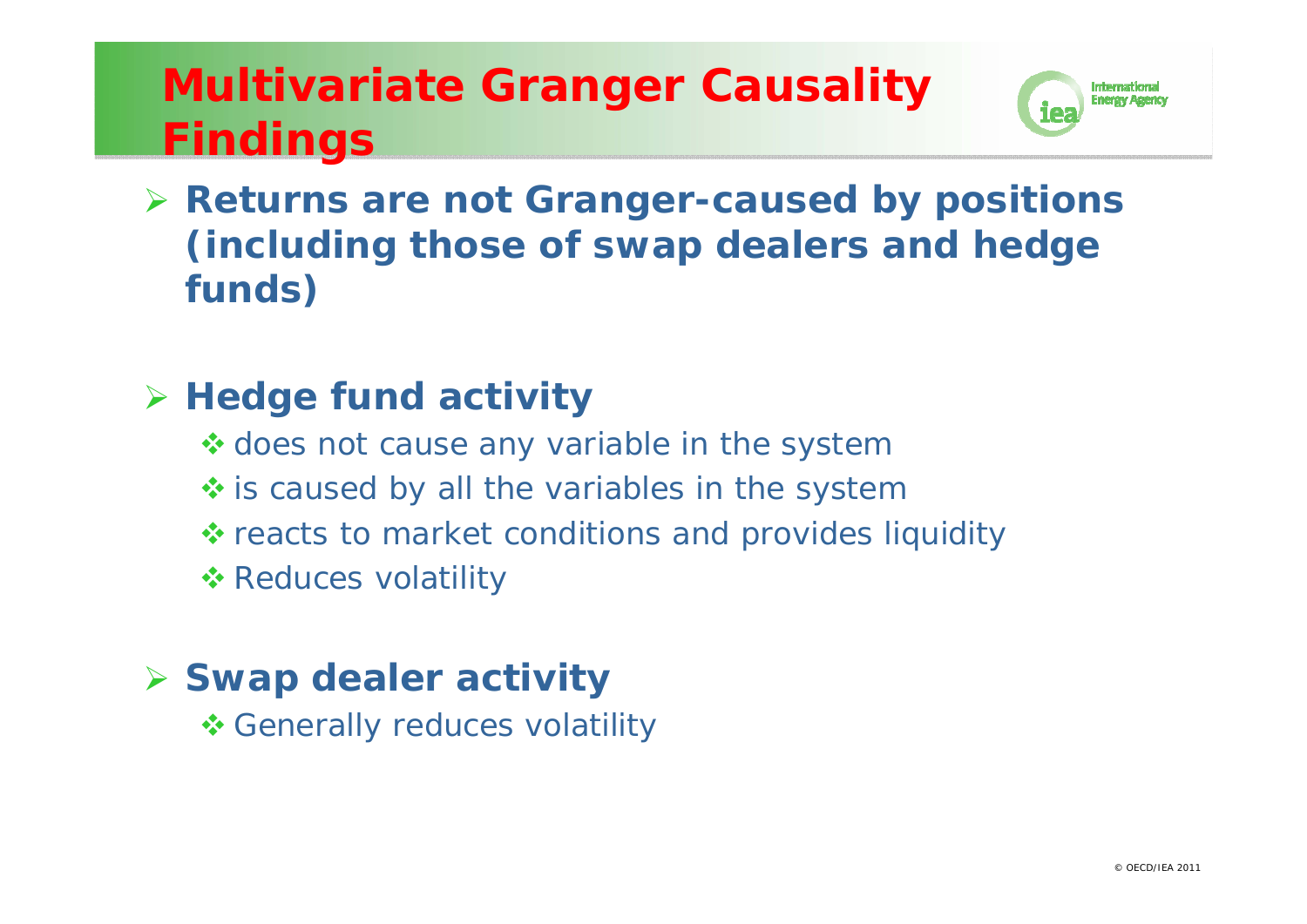# Multivariate Granger Causality Findings

- **Returns are not Granger-caused by positions (including those of swap dealers and hedge funds)**

- **Hedge fund activity**
  - does not cause any variable in the system
  - is caused by all the variables in the system
  - reacts to market conditions and provides liquidity
  - Reduces volatility

- **Swap dealer activity**
  - Generally reduces volatility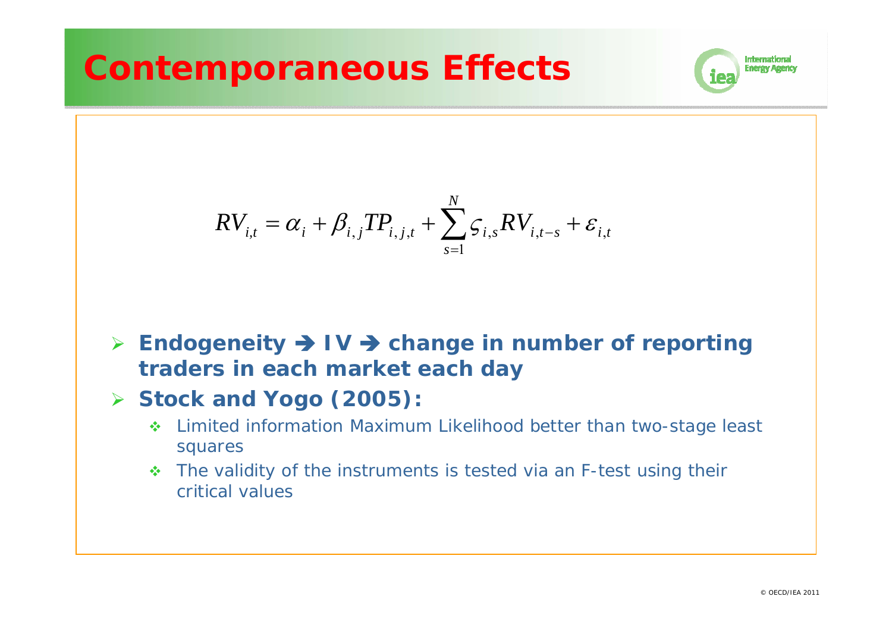# Contemporaneous Effects

$$RV_{i,t} = \alpha_i + \beta_{i,j} TP_{i,j,t} + \sum_{s=1}^{N} \varsigma_{i,s} RV_{i,t-s} + \varepsilon_{i,t}$$

- **Endogeneity ➔ IV ➔ change in number of reporting traders in each market each day**
- **Stock and Yogo (2005):**
  - Limited information Maximum Likelihood better than two-stage least squares
  - The validity of the instruments is tested via an F-test using their critical values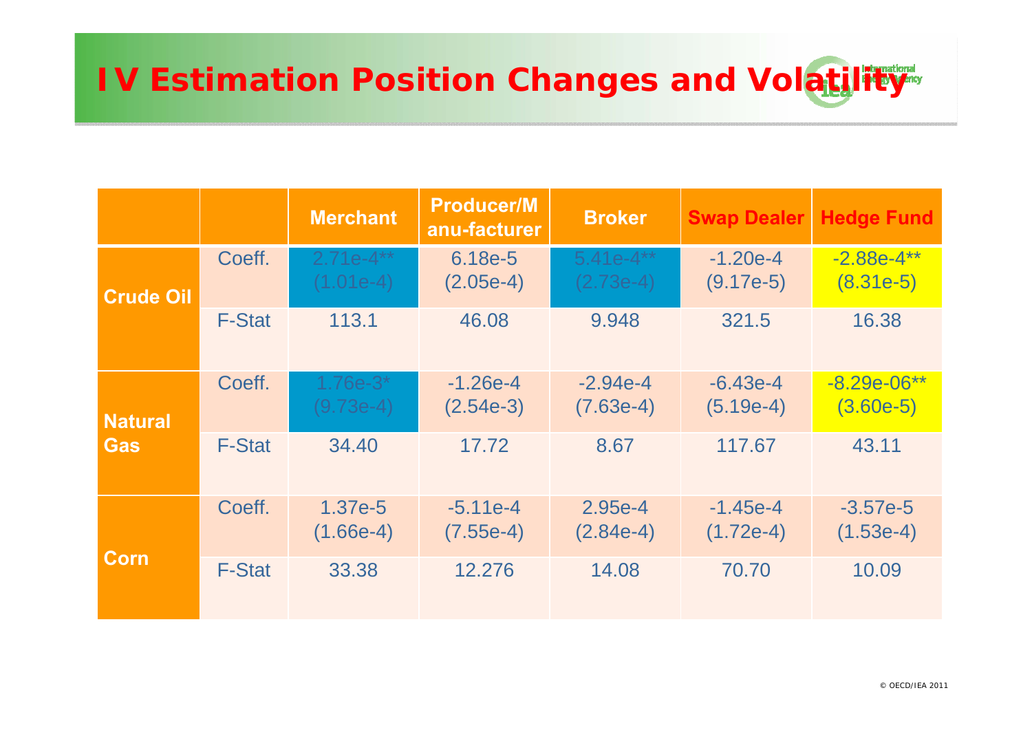# IV Estimation Position Changes and Volatility

| | | Merchant | Producer/Manu-facturer | Broker | Swap Dealer | Hedge Fund |
|---|---|---|---|---|---|---|
| Crude Oil | Coeff. | 2.71e-4** (1.01e-4) | 6.18e-5 (2.05e-4) | 5.41e-4** (2.73e-4) | -1.20e-4 (9.17e-5) | -2.88e-4** (8.31e-5) |
| | F-Stat | 113.1 | 46.08 | 9.948 | 321.5 | 16.38 |
| Natural Gas | Coeff. | 1.76e-3* (9.73e-4) | -1.26e-4 (2.54e-3) | -2.94e-4 (7.63e-4) | -6.43e-4 (5.19e-4) | -8.29e-06** (3.60e-5) |
| | F-Stat | 34.40 | 17.72 | 8.67 | 117.67 | 43.11 |
| Corn | Coeff. | 1.37e-5 (1.66e-4) | -5.11e-4 (7.55e-4) | 2.95e-4 (2.84e-4) | -1.45e-4 (1.72e-4) | -3.57e-5 (1.53e-4) |
| | F-Stat | 33.38 | 12.276 | 14.08 | 70.70 | 10.09 |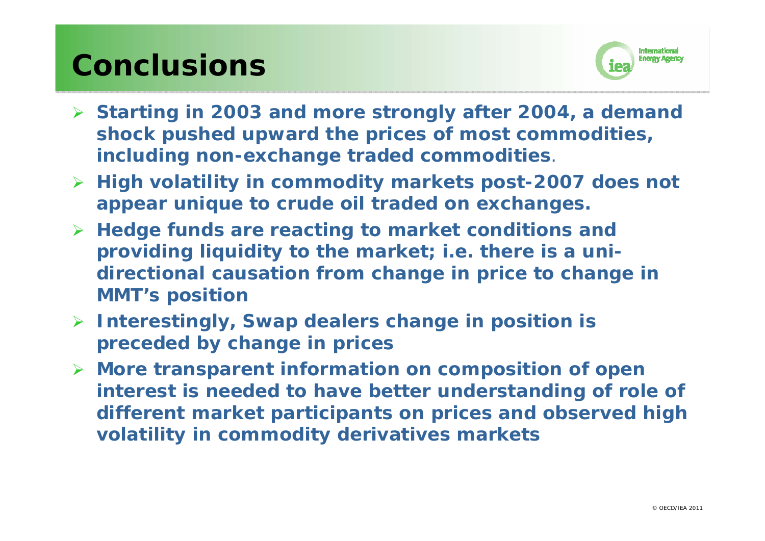# Conclusions

- **Starting in 2003 and more strongly after 2004, a demand shock pushed upward the prices of most commodities, including non-exchange traded commodities**.
- **High volatility in commodity markets post-2007 does not appear unique to crude oil traded on exchanges.**
- **Hedge funds are reacting to market conditions and providing liquidity to the market; i.e. there is a uni-directional causation from change in price to change in MMT's position**
- **Interestingly, Swap dealers change in position is preceded by change in prices**
- **More transparent information on composition of open interest is needed to have better understanding of role of different market participants on prices and observed high volatility in commodity derivatives markets**